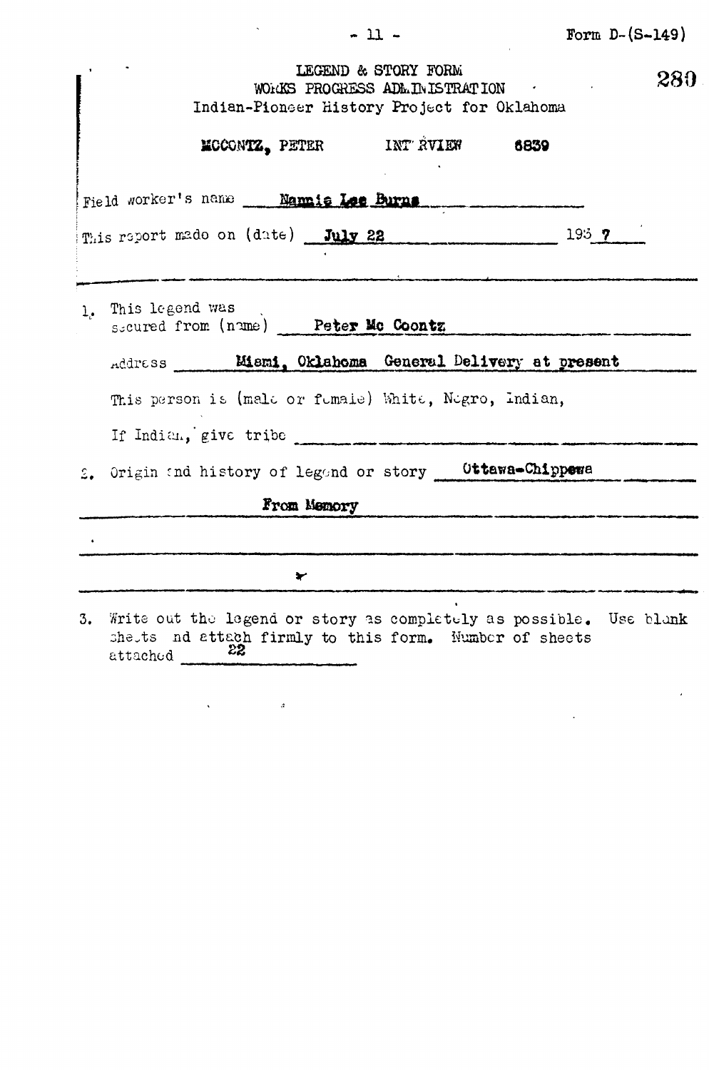Form D-(S-149)

280

LEGEND & STORY FORM
WORKS PROGRESS ADMINISTRATION
Indian-Pioneer History Project for Oklahoma

MCCONTZ, PETER INTERVIEW 6839

Field worker's name Nannie Lee Burns

This report made on (date) July 22 1937

1. This legend was secured from (name) Peter Mc Coontz

   Address Miami, Oklahoma General Delivery at present

   This person is (male or female) White, Negro, Indian,

   If Indian, give tribe

2. Origin and history of legend or story Ottawa-Chippewa

   From Memory

3. Write out the legend or story as completely as possible. Use blank sheets and attach firmly to this form. Number of sheets attached 22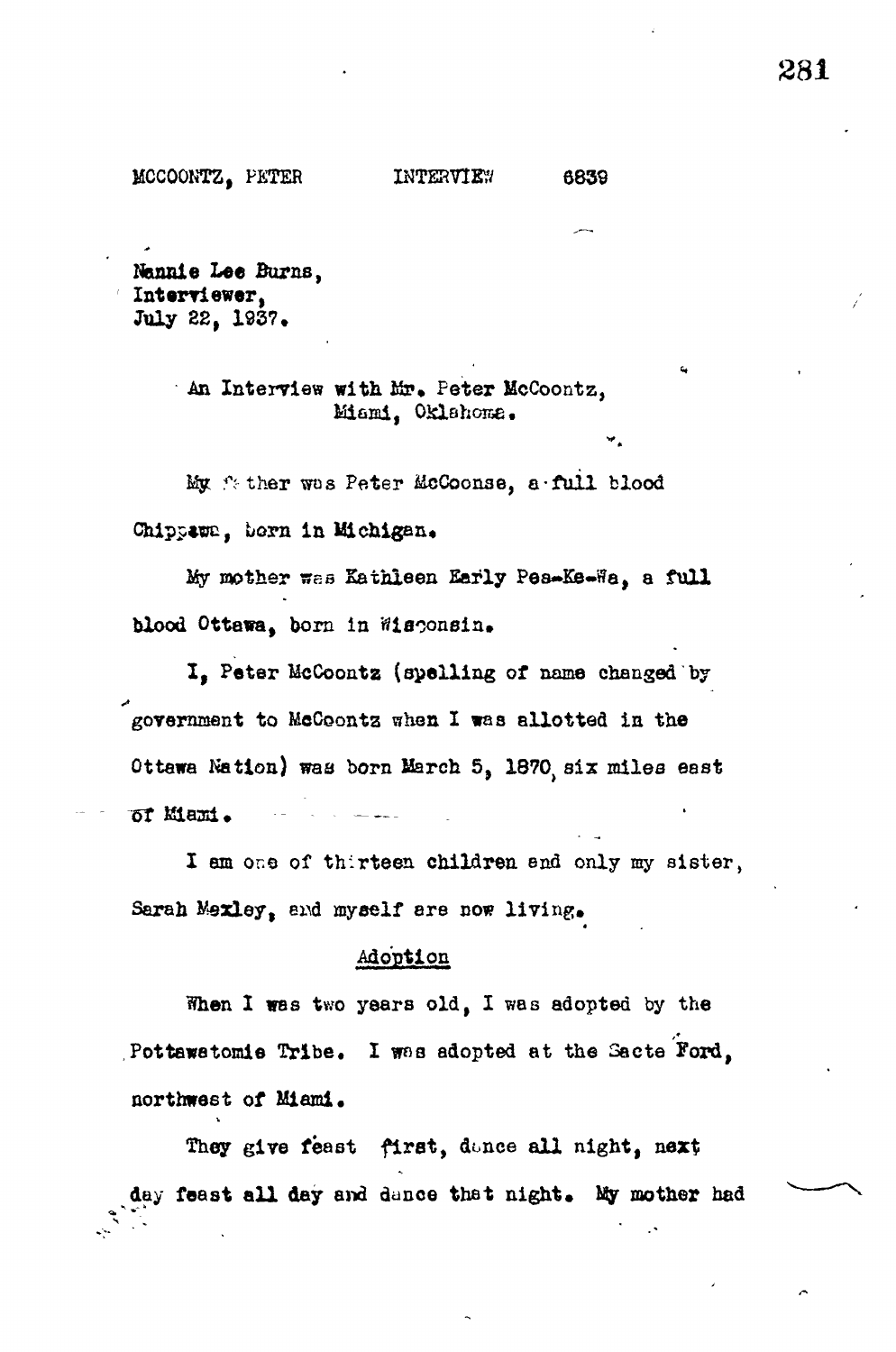MCCOONTZ, PETER INTERVIEW 6839

Nannie Lee Burns,
Interviewer,
July 22, 1937.

An Interview with Mr. Peter McCoontz,
Miami, Oklahoma.

My father was Peter McCoonse, a full blood Chippewa, born in Michigan.

My mother was Kathleen Early Pes-Ke-Wa, a full blood Ottawa, born in Wisconsin.

I, Peter McCoontz (spelling of name changed by government to McCoontz when I was allotted in the Ottawa Nation) was born March 5, 1870, six miles east of Miami.

I am one of thirteen children and only my sister, Sarah Mexley, and myself are now living.

## Adoption

When I was two years old, I was adopted by the Pottawatomie Tribe. I was adopted at the Sacte Ford, northwest of Miami.

They give feast first, dance all night, next day feast all day and dance that night. My mother had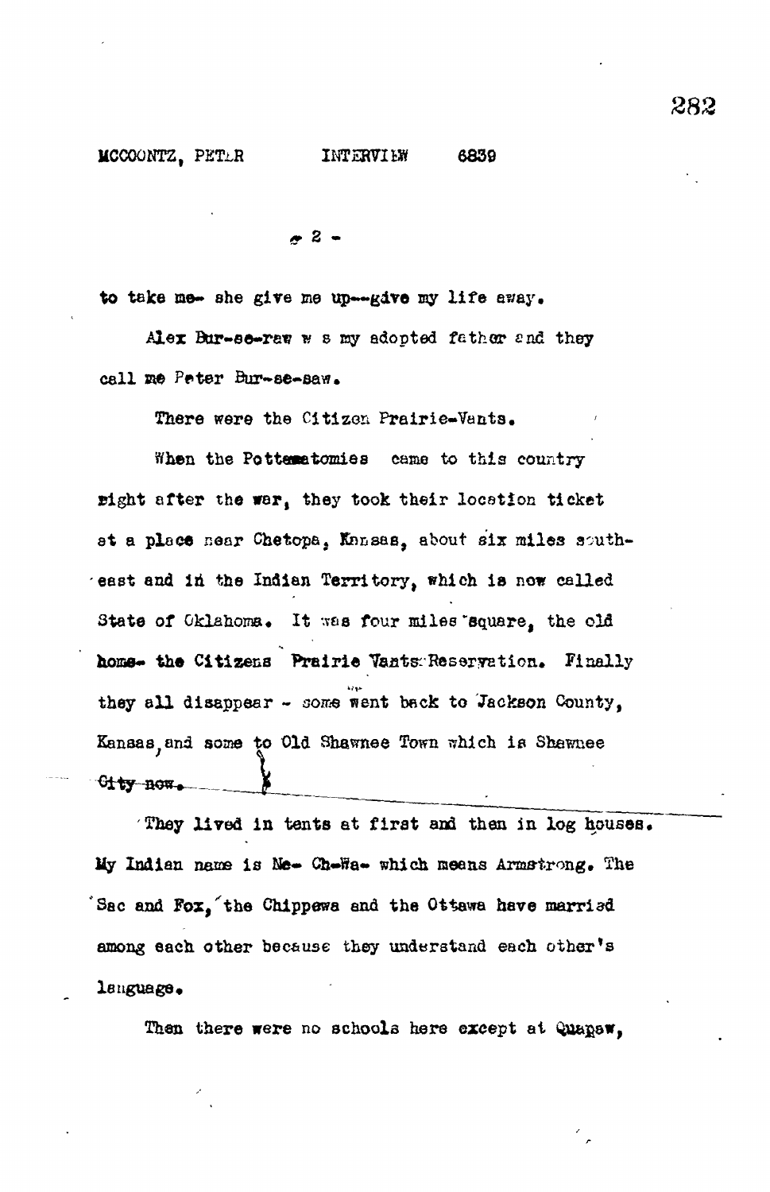to take me- she give me up--give my life away.

Alex Bur-se-raw w s my adopted father and they call me Peter Bur-se-saw.

There were the Citizen Prairie-Vants.

When the Pottematomies came to this country right after the war, they took their location ticket at a place near Chetopa, Kansas, about six miles south-east and in the Indian Territory, which is now called State of Oklahoma. It was four miles square, the old home- the Citizens Prairie Vants Reservation. Finally they all disappear - some went back to Jackson County, Kansas, and some to Old Shawnee Town which is Shawnee City now.

They lived in tents at first and then in log houses. My Indian name is Ne- Ch-Wa- which means Armstrong. The Sac and Fox, the Chippewa and the Ottawa have married among each other because they understand each other's language.

Then there were no schools here except at Quapaw,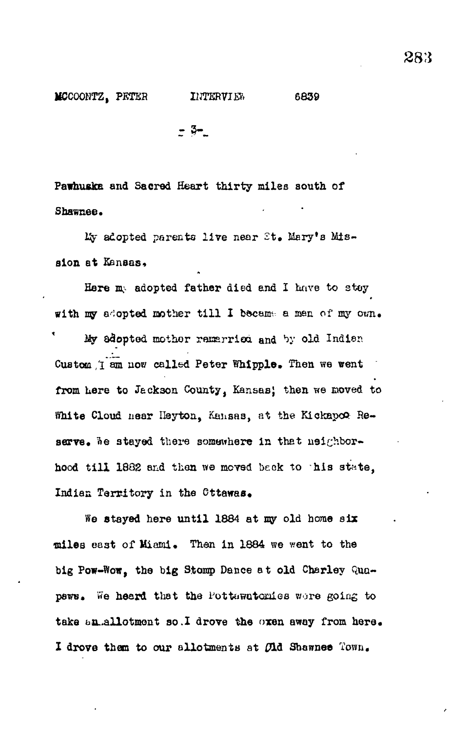Pawhuska and Sacred Heart thirty miles south of Shawnee.

My adopted parents live near St. Mary's Mission at Kansas.

Here my adopted father died and I have to stay with my adopted mother till I became a man of my own.

My adopted mother remarried and by old Indian Custom I am now called Peter Whipple. Then we went from here to Jackson County, Kansas; then we moved to White Cloud near Heyton, Kansas, at the Kickapoo Reserve. We stayed there somewhere in that neighborhood till 1882 and then we moved back to this state, Indian Territory in the Ottawas.

We stayed here until 1884 at my old home six miles east of Miami. Then in 1884 we went to the big Pow-Wow, the big Stomp Dance at old Charley Quapaws. We heard that the Pottawatomies were going to take an allotment so I drove the oxen away from here. I drove them to our allotments at Old Shawnee Town.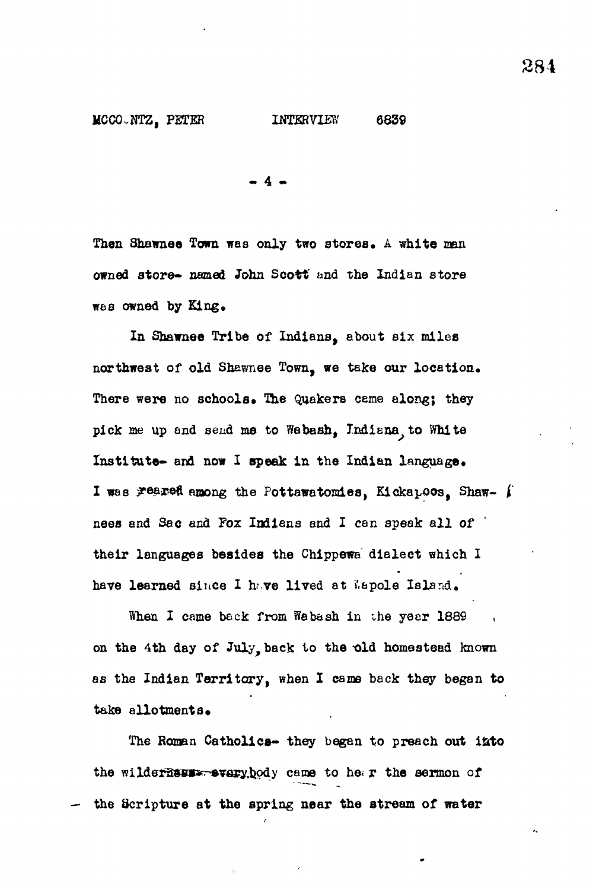Then Shawnee Town was only two stores. A white man owned store- named John Scott and the Indian store was owned by King.

In Shawnee Tribe of Indians, about six miles northwest of old Shawnee Town, we take our location. There were no schools. The Quakers came along; they pick me up and send me to Wabash, Indiana, to White Institute- and now I speak in the Indian language. I was reared among the Pottawatomies, Kickapoos, Shawnees and Sac and Fox Indians and I can speak all of their languages besides the Chippewa dialect which I have learned since I have lived at Wapole Island.

When I came back from Wabash in the year 1889 , on the 4th day of July, back to the old homestead known as the Indian Territory, when I came back they began to take allotments.

The Roman Catholics- they began to preach out into the wilderness- everybody came to hear the sermon of the Scripture at the spring near the stream of water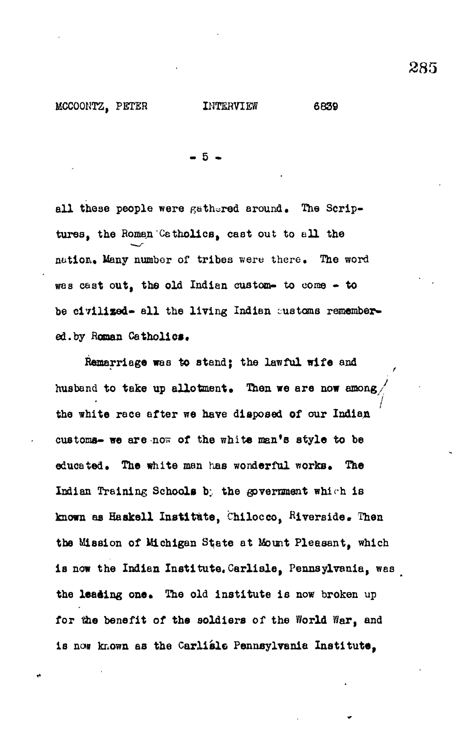all these people were gathered around. The Scriptures, the Roman Catholics, cast out to all the nation. Many number of tribes were there. The word was cast out, the old Indian custom- to come - to be civilized- all the living Indian customs remembered. by Roman Catholics.

Remarriage was to stand; the lawful wife and husband to take up allotment. Then we are now among the white race after we have disposed of our Indian customs- we are now of the white man's style to be educated. The white man has wonderful works. The Indian Training Schools by the government which is known as Haskell Institute, Chilocco, Riverside. Then the Mission of Michigan State at Mount Pleasant, which is now the Indian Institute. Carlisle, Pennsylvania, was the leading one. The old institute is now broken up for the benefit of the soldiers of the World War, and is now known as the Carlisle Pennsylvania Institute,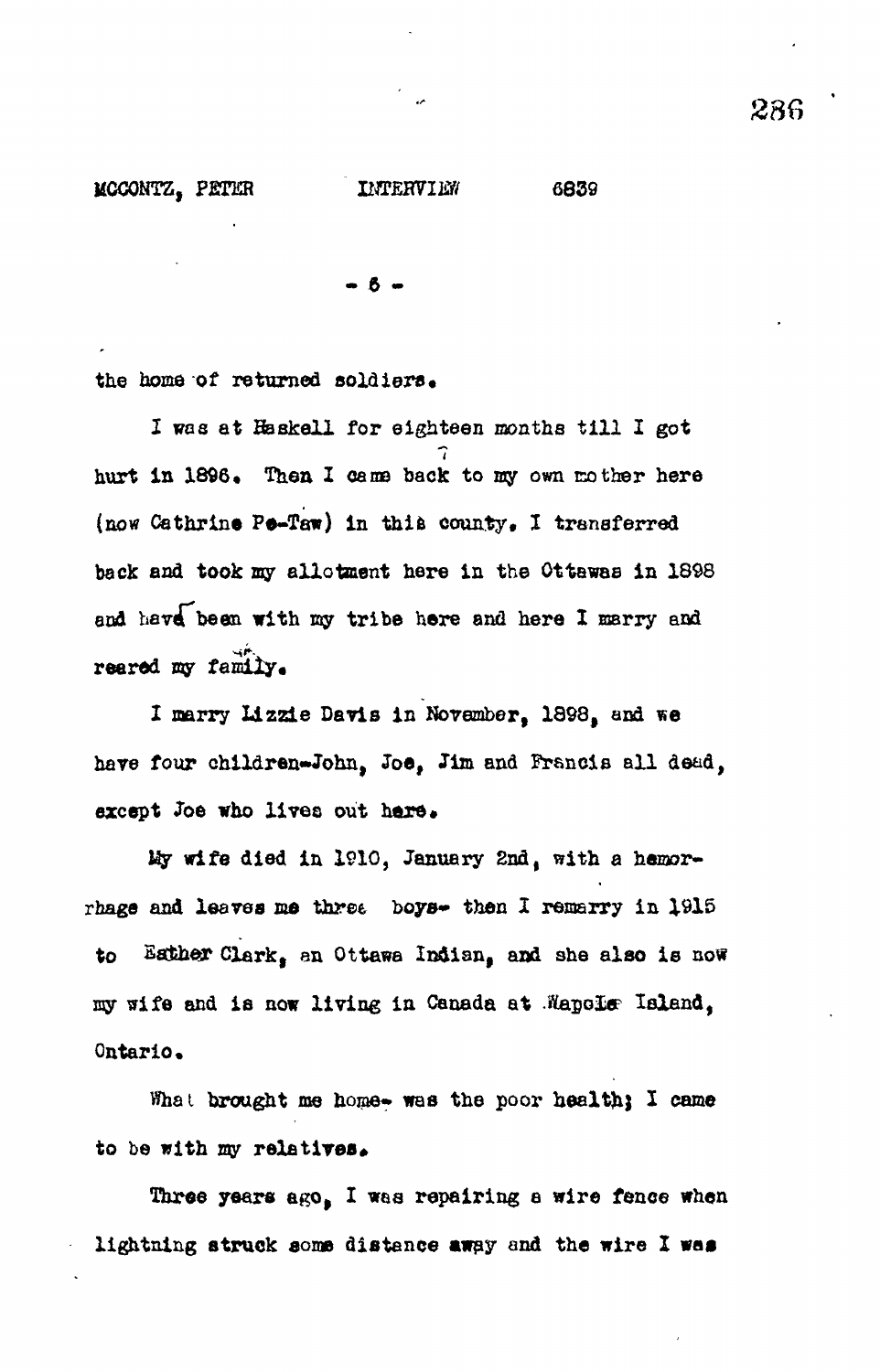the home of returned soldiers.

I was at Haskell for eighteen months till I got hurt in 1896. Then I came back to my own mother here (now Cathrine Pe-Taw) in this county. I transferred back and took my allotment here in the Ottawas in 1898 and have been with my tribe here and here I marry and reared my family.

I marry Lizzie Davis in November, 1898, and we have four children-John, Joe, Jim and Francis all dead, except Joe who lives out here.

My wife died in 1910, January 2nd, with a hemorrhage and leaves me three boys- then I remarry in 1915 to Esther Clark, an Ottawa Indian, and she also is now my wife and is now living in Canada at Napoleo Island, Ontario.

What brought me home- was the poor health; I came to be with my relatives.

Three years ago, I was repairing a wire fence when lightning struck some distance away and the wire I was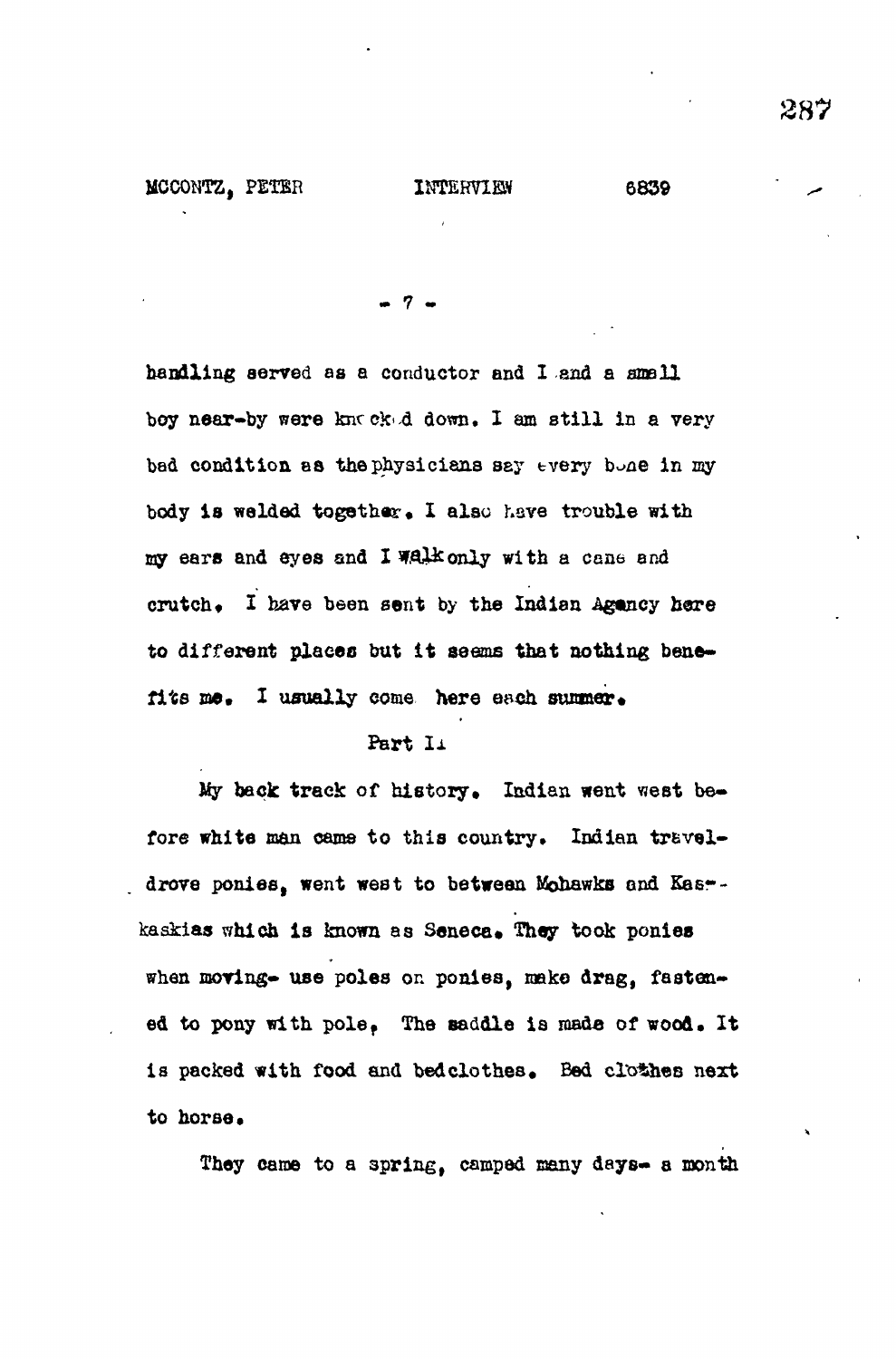handling served as a conductor and I and a small boy near-by were knocked down. I am still in a very bad condition as the physicians say every bone in my body is welded together. I also have trouble with my ears and eyes and I walk only with a cane and crutch. I have been sent by the Indian Agency here to different places but it seems that nothing benefits me. I usually come here each summer.

Part II

My back track of history. Indian went west before white man came to this country. Indian travel-drove ponies, went west to between Mohawks and Kaskaskias which is known as Seneca. They took ponies when moving- use poles on ponies, make drag, fastened to pony with pole. The saddle is made of wood. It is packed with food and bedclothes. Bed clothes next to horse.

They came to a spring, camped many days- a month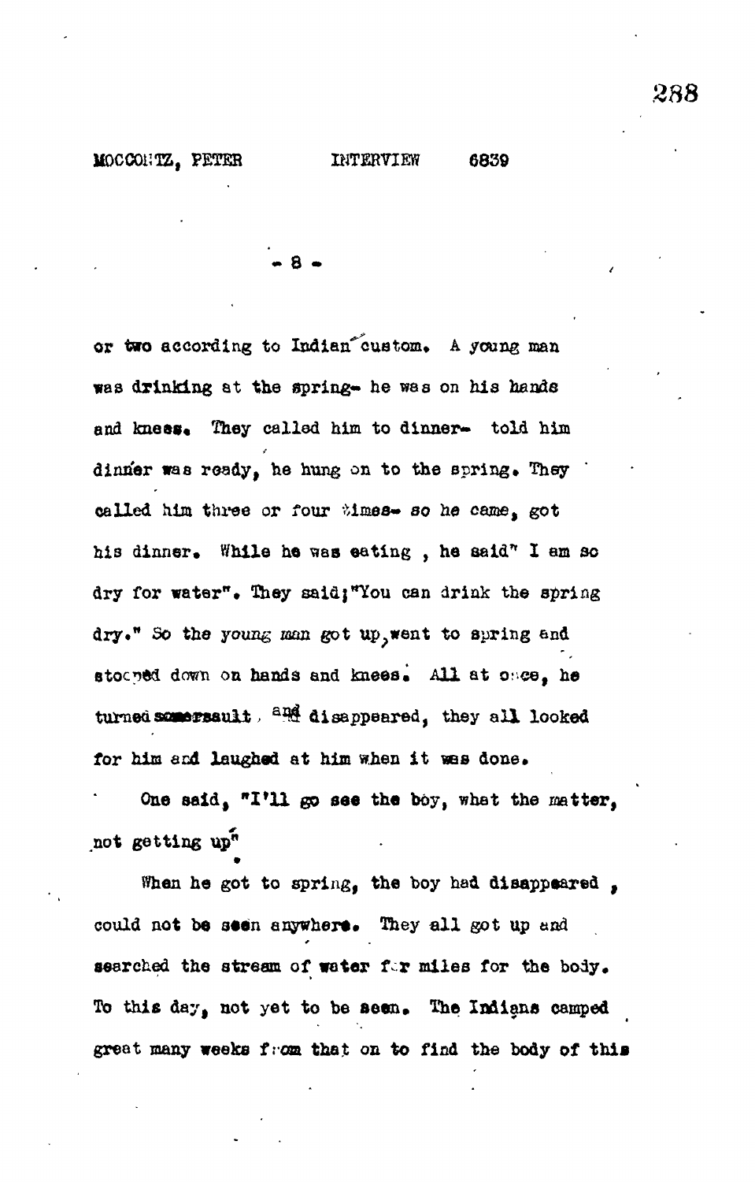or two according to Indian custom. A young man was drinking at the spring- he was on his hands and knees. They called him to dinner- told him dinner was ready, he hung on to the spring. They called him three or four times- so he came, got his dinner. While he was eating , he said" I am so dry for water". They said;"You can drink the spring dry." So the young man got up, went to spring and stooped down on hands and knees. All at once, he turned somersault, and disappeared, they all looked for him and laughed at him when it was done.

One said, "I'll go see the boy, what the matter, not getting up"

When he got to spring, the boy had disappeared , could not be seen anywhere. They all got up and searched the stream of water for miles for the body. To this day, not yet to be seen. The Indians camped great many weeks from that on to find the body of this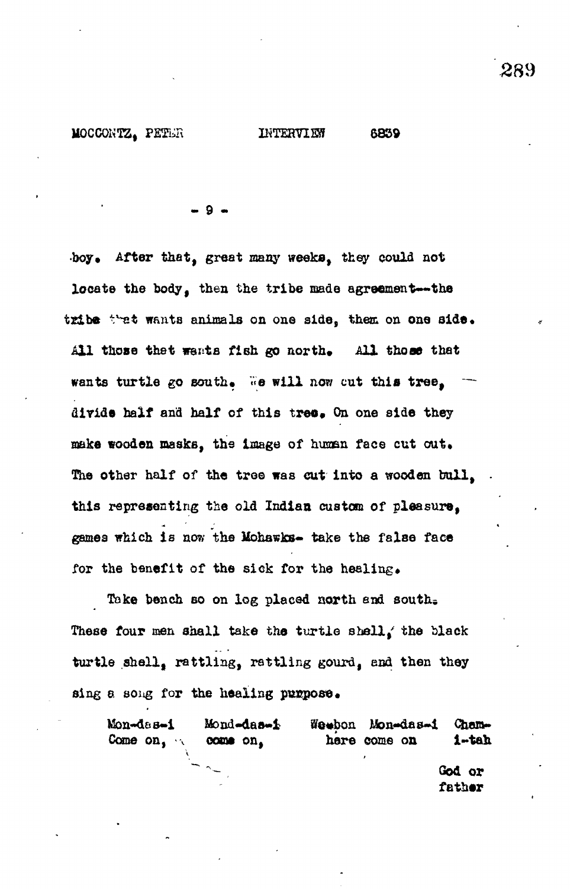boy. After that, great many weeks, they could not locate the body, then the tribe made agreement--the tribe that wants animals on one side, them on one side. All those that wants fish go north. All those that wants turtle go south. We will now cut this tree, divide half and half of this tree. On one side they make wooden masks, the image of human face cut out. The other half of the tree was cut into a wooden bull, this representing the old Indian custom of pleasure, games which is now the Mohawks- take the false face for the benefit of the sick for the healing.

Take bench so on log placed north and south. These four men shall take the turtle shell, the black turtle shell, rattling, rattling gourd, and then they sing a song for the healing purpose.

| Mon-das-i | Mond-das-i | We-bon Mon-das-i | Cham-i-tah |
|---|---|---|---|
| Come on, | come on, | here come on | God or father |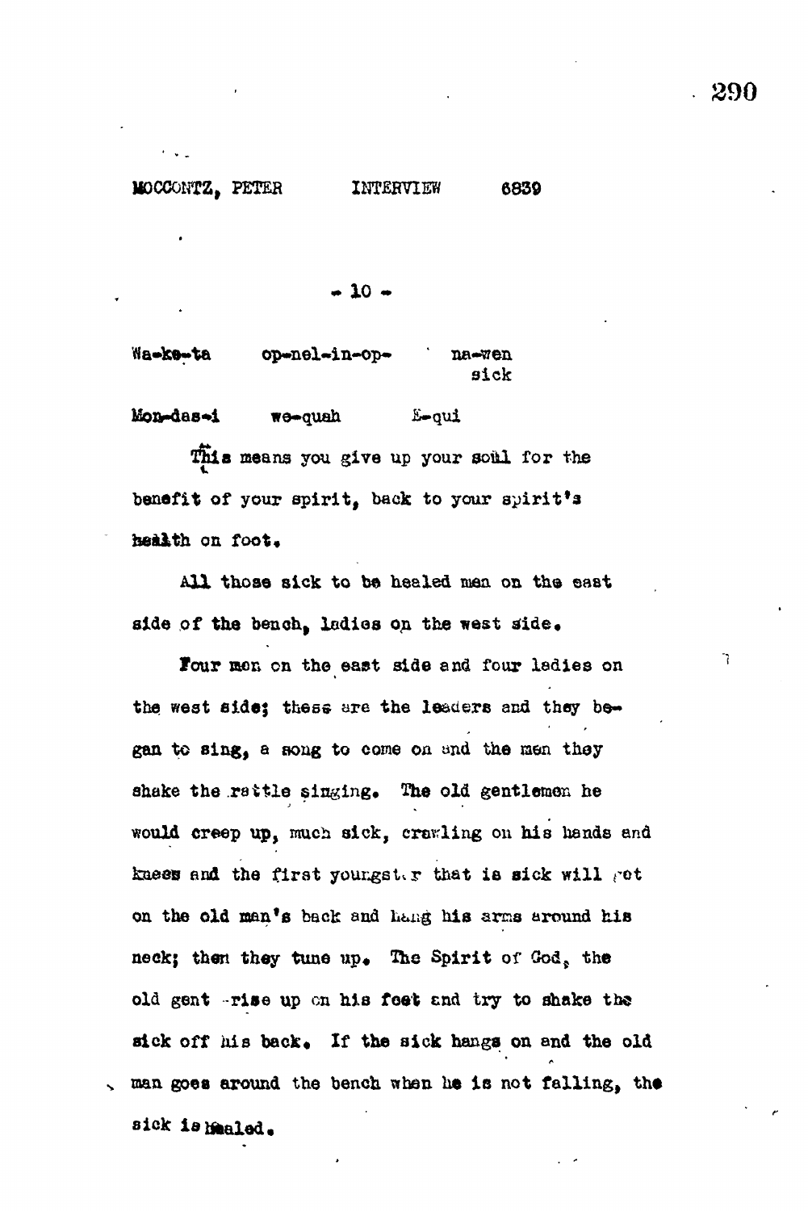Wa-ke-ta op-nel-in-op- na-wen
sick

Mon-das-i we-quah E-qui

This means you give up your soul for the benefit of your spirit, back to your spirit's health on foot.

All those sick to be healed men on the east side of the bench, ladies on the west side.

Four men on the east side and four ladies on the west side; these are the leaders and they began to sing, a song to come on and the men they shake the rattle singing. The old gentlemen he would creep up, much sick, crawling on his hands and knees and the first youngster that is sick will get on the old man's back and hang his arms around his neck; then they tune up. The Spirit of God, the old gent rise up on his feet and try to shake the sick off his back. If the sick hangs on and the old man goes around the bench when he is not falling, the sick is healed.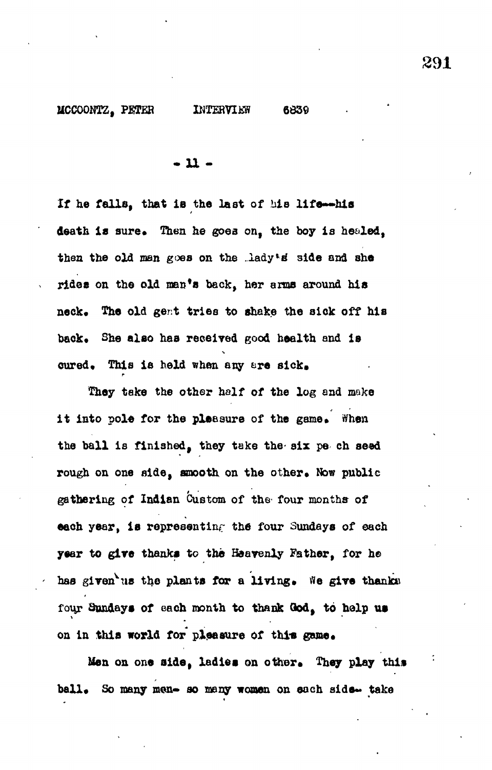If he falls, that is the last of his life--his death is sure. Then he goes on, the boy is healed, then the old man goes on the lady's side and she rides on the old man's back, her arms around his neck. The old gent tries to shake the sick off his back. She also has received good health and is cured. This is held when any are sick.

They take the other half of the log and make it into pole for the pleasure of the game. When the ball is finished, they take the six peach seed rough on one side, smooth on the other. Now public gathering of Indian Custom of the four months of each year, is representing the four Sundays of each year to give thanks to the Heavenly Father, for he has given us the plants for a living. We give thanks four Sundays of each month to thank God, to help us on in this world for pleasure of this game.

Men on one side, ladies on other. They play this ball. So many men- so many women on each side- take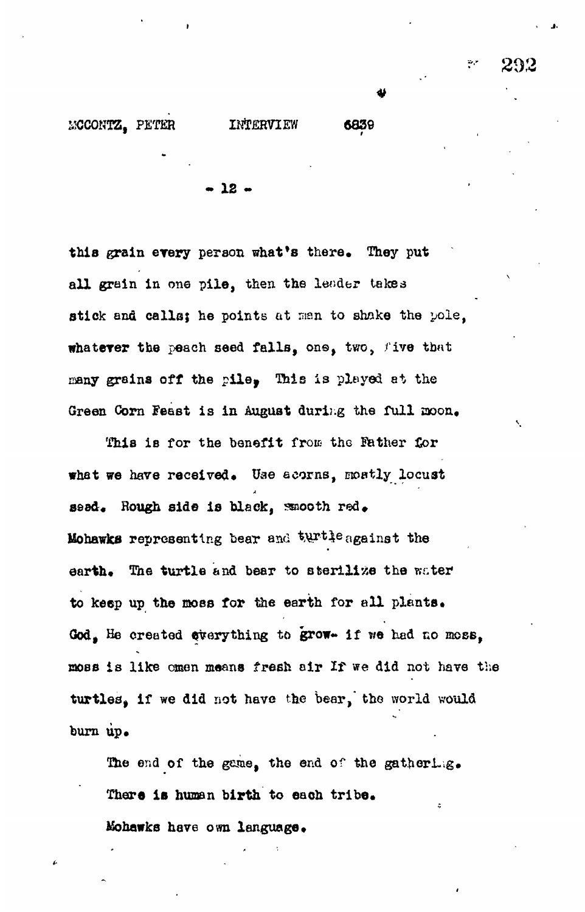this grain every person what's there. They put all grain in one pile, then the leader takes stick and calls; he points at man to shake the pole, whatever the peach seed falls, one, two, five that many grains off the pile, This is played at the Green Corn Feast is in August during the full moon.

This is for the benefit from the Father for what we have received. Use acorns, mostly locust seed. Rough side is black, smooth red. Mohawks representing bear and turtle against the earth. The turtle and bear to sterilize the water to keep up the moss for the earth for all plants. God, He created everything to grow- if we had no moss, moss is like omen means fresh air If we did not have the turtles, if we did not have the bear, the world would burn up.

The end of the game, the end of the gathering. There is human birth to each tribe. Mohawks have own language.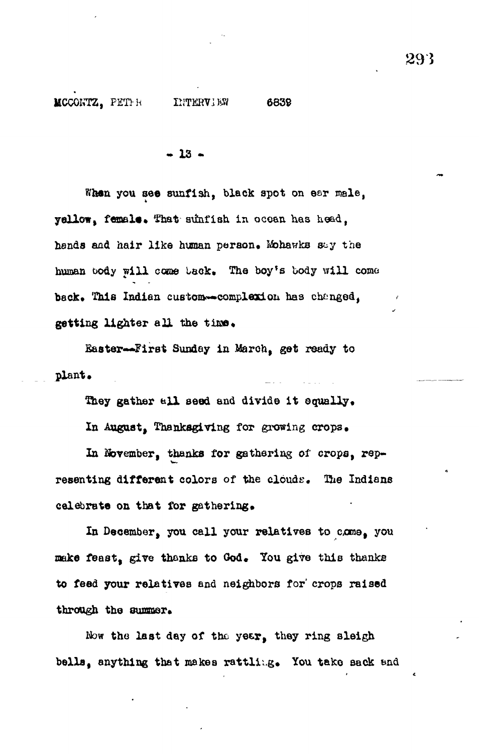When you see sunfish, black spot on ear male, yellow, female. That sunfish in ocean has head, hands and hair like human person. Mohawks say the human body will come back. The boy's body will come back. This Indian custom--complexion has changed, getting lighter all the time.

Easter--First Sunday in March, get ready to plant.

They gather all seed and divide it equally.

In August, Thanksgiving for growing crops.

In November, thanks for gathering of crops, representing different colors of the clouds. The Indians celebrate on that for gathering.

In December, you call your relatives to come, you make feast, give thanks to God. You give this thanks to feed your relatives and neighbors for crops raised through the summer.

Now the last day of the year, they ring sleigh bells, anything that makes rattling. You take sack and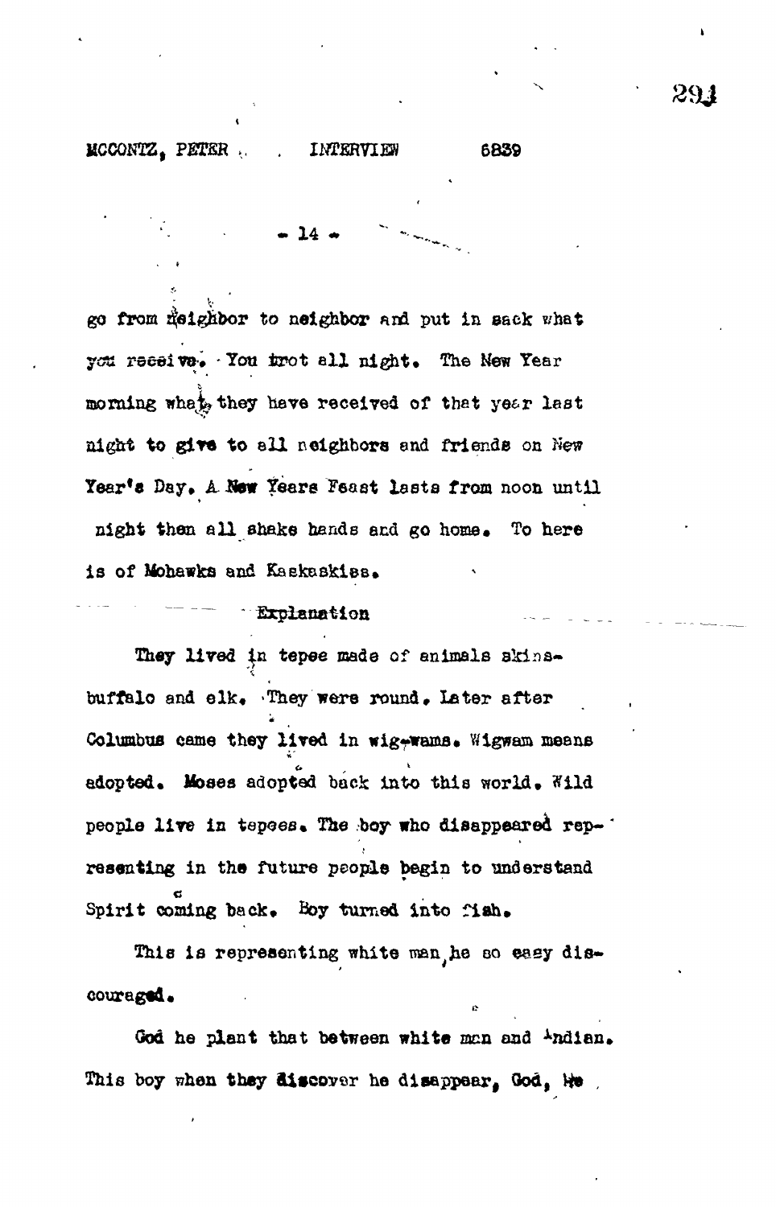go from neighbor to neighbor and put in sack what you receive. You trot all night. The New Year morning what they have received of that year last night to give to all neighbors and friends on New Year's Day. A New Years Feast lasts from noon until night then all shake hands and go home. To here is of Mohawks and Kaskaskias.

Explanation

They lived in tepee made of animals skins-buffalo and elk. They were round. Later after Columbus came they lived in wig-wams. Wigwam means adopted. Moses adopted back into this world. Wild people live in tepees. The boy who disappeared representing in the future people begin to understand Spirit coming back. Boy turned into fish.

This is representing white man, he so easy discouraged.

God he plant that between white man and Indian. This boy when they discover he disappear, God, He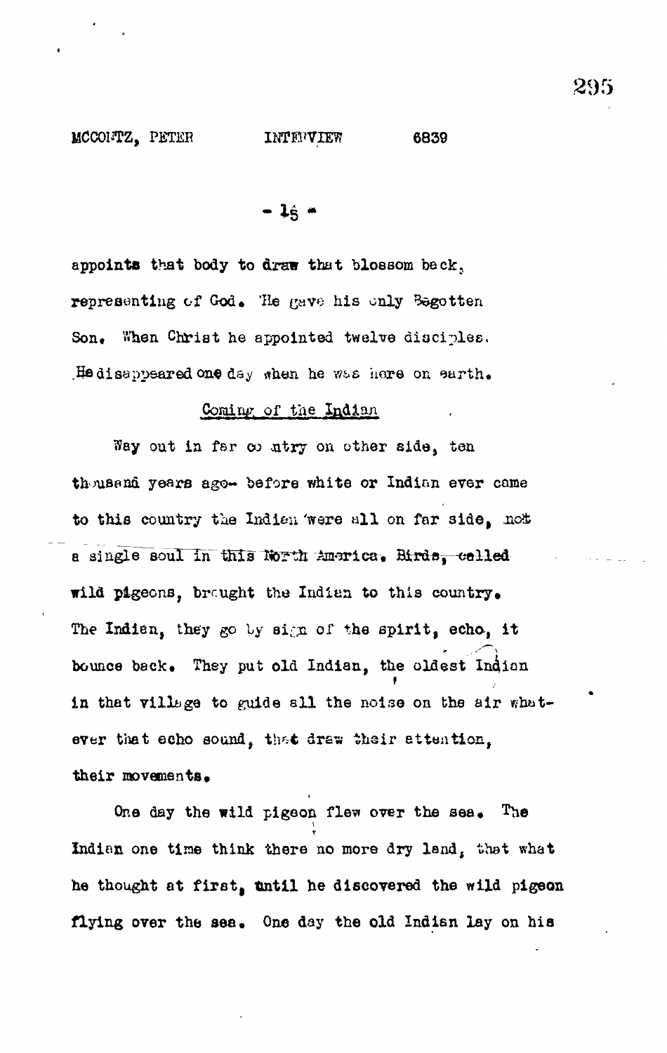appoints that body to draw that blossom back, representing of God. He gave his only Begotten Son. When Christ he appointed twelve disciples. He disappeared one day when he was here on earth.

## Coming of the Indian

Way out in far country on other side, ten thousand years ago- before white or Indian ever came to this country the Indian were all on far side, not a single soul in this North America. Birds, called wild pigeons, brought the Indian to this country. The Indian, they go by sign of the spirit, echo, it bounce back. They put old Indian, the oldest Indian in that village to guide all the noise on the air whatever that echo sound, that draw their attention, their movements.

One day the wild pigeon flew over the sea. The Indian one time think there no more dry land, that what he thought at first, until he discovered the wild pigeon flying over the sea. One day the old Indian lay on his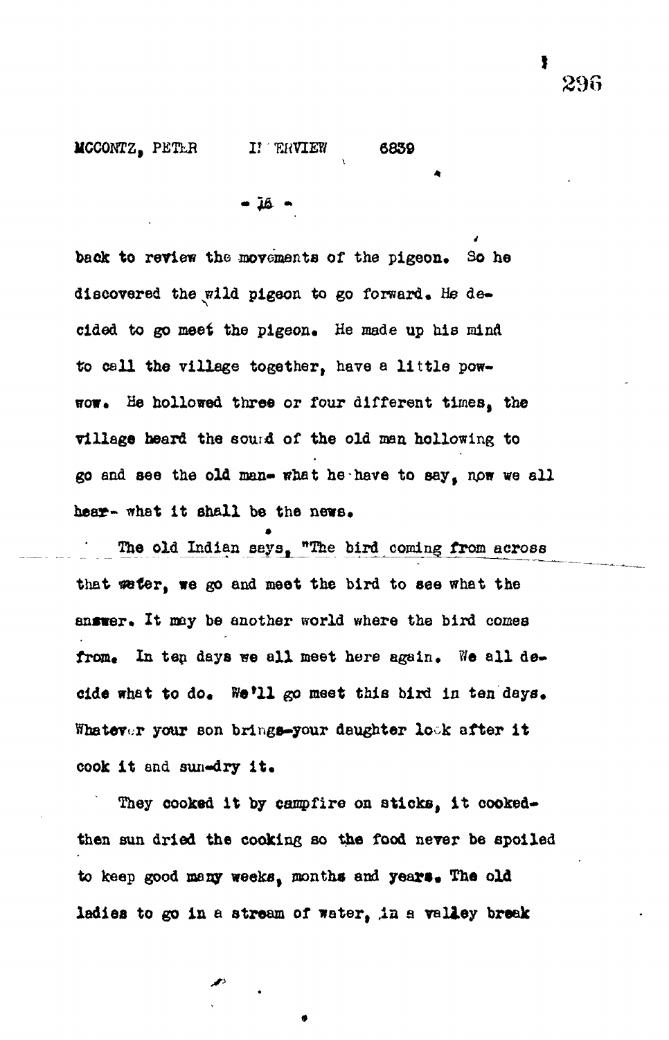back to review the movements of the pigeon. So he discovered the wild pigeon to go forward. He decided to go meet the pigeon. He made up his mind to call the village together, have a little pow-wow. He hollowed three or four different times, the village heard the sound of the old man hollowing to go and see the old man- what he have to say, now we all hear- what it shall be the news.

The old Indian says, "The bird coming from across that water, we go and meet the bird to see what the answer. It may be another world where the bird comes from. In ten days we all meet here again. We all decide what to do. We'll go meet this bird in ten days. Whatever your son brings-your daughter look after it cook it and sun-dry it.

They cooked it by campfire on sticks, it cooked- then sun dried the cooking so the food never be spoiled to keep good many weeks, months and years. The old ladies to go in a stream of water, in a valley break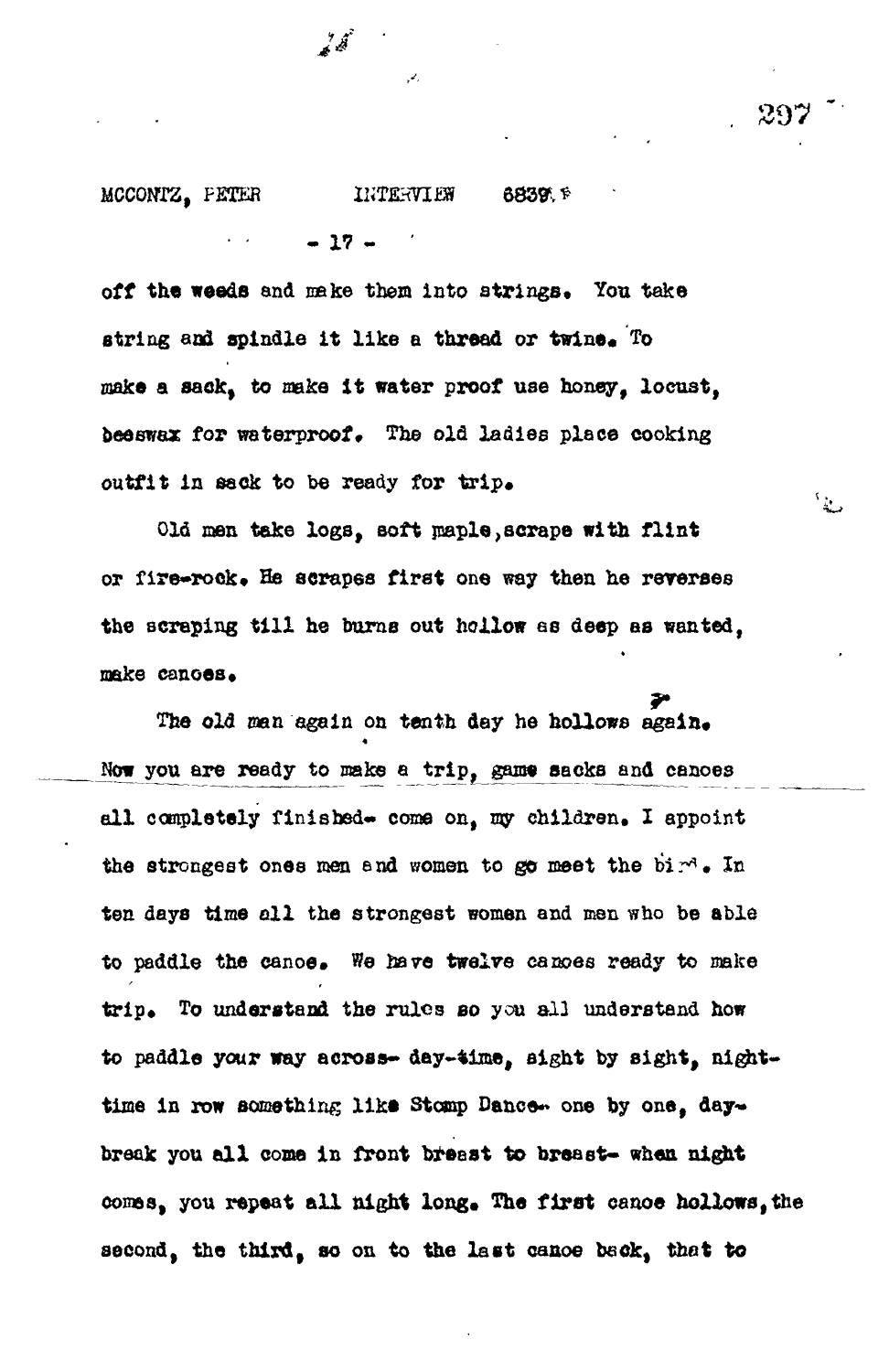off the weeds and make them into strings. You take string and spindle it like a thread or twine. To make a sack, to make it water proof use honey, locust, beeswax for waterproof. The old ladies place cooking outfit in sack to be ready for trip.

Old men take logs, soft maple, scrape with flint or fire-rock. He scrapes first one way then he reverses the scraping till he burns out hollow as deep as wanted, make canoes.

The old man again on tenth day he hollows again. Now you are ready to make a trip, game sacks and canoes all completely finished- come on, my children. I appoint the strongest ones men and women to go meet the bird. In ten days time all the strongest women and men who be able to paddle the canoe. We have twelve canoes ready to make trip. To understand the rules so you all understand how to paddle your way across- day-time, sight by sight, night-time in row something like Stomp Dance- one by one, day-break you all come in front breast to breast- when night comes, you repeat all night long. The first canoe hollows, the second, the third, so on to the last canoe back, that to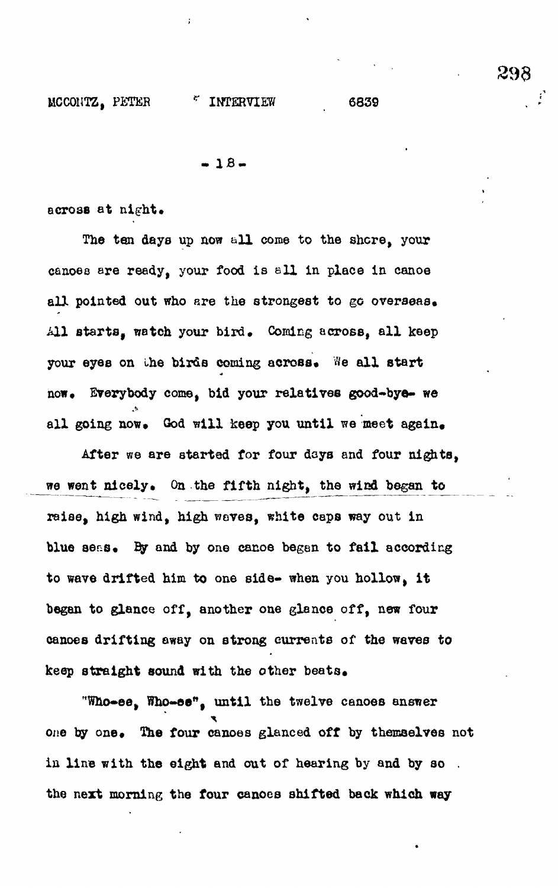across at night.

The ten days up now all come to the shore, your canoes are ready, your food is all in place in canoe all pointed out who are the strongest to go overseas. All starts, watch your bird. Coming across, all keep your eyes on the birds coming across. We all start now. Everybody come, bid your relatives good-bye- we all going now. God will keep you until we meet again.

After we are started for four days and four nights, we went nicely. On the fifth night, the wind began to raise, high wind, high waves, white caps way out in blue seas. By and by one canoe began to fail according to wave drifted him to one side- when you hollow, it began to glance off, another one glance off, new four canoes drifting away on strong currents of the waves to keep straight sound with the other beats.

"Who-ee, Who-ee", until the twelve canoes answer one by one. The four canoes glanced off by themselves not in line with the eight and out of hearing by and by so . the next morning the four canoes shifted back which way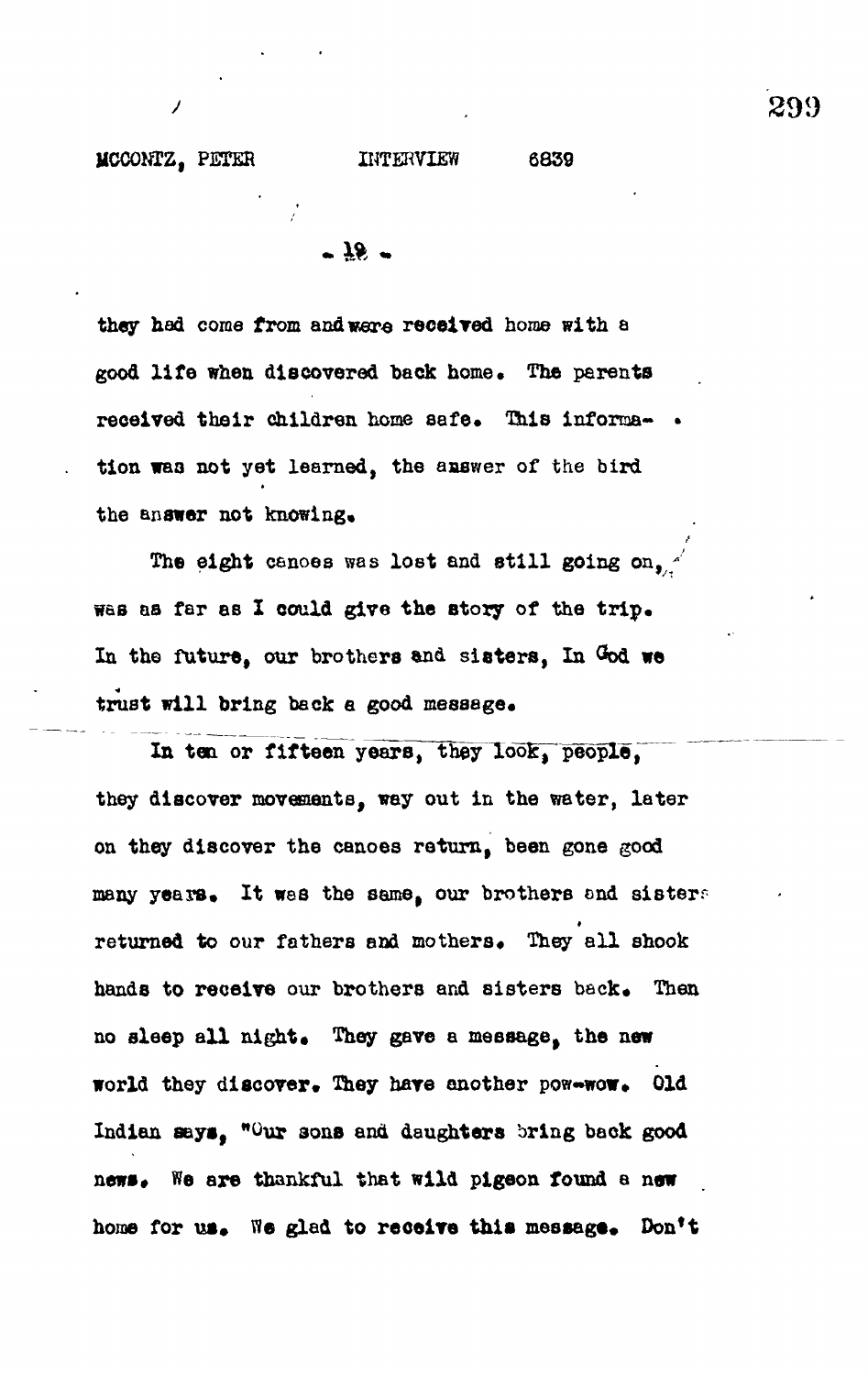they had come from and were received home with a good life when discovered back home. The parents received their children home safe. This information was not yet learned, the answer of the bird the answer not knowing.

The eight canoes was lost and still going on, was as far as I could give the story of the trip. In the future, our brothers and sisters, In God we trust will bring back a good message.

In ten or fifteen years, they look, people, they discover movements, way out in the water, later on they discover the canoes return, been gone good many years. It was the same, our brothers and sisters returned to our fathers and mothers. They all shook hands to receive our brothers and sisters back. Then no sleep all night. They gave a message, the new world they discover. They have another pow-wow. Old Indian says, "Our sons and daughters bring back good news. We are thankful that wild pigeon found a new home for us. We glad to receive this message. Don't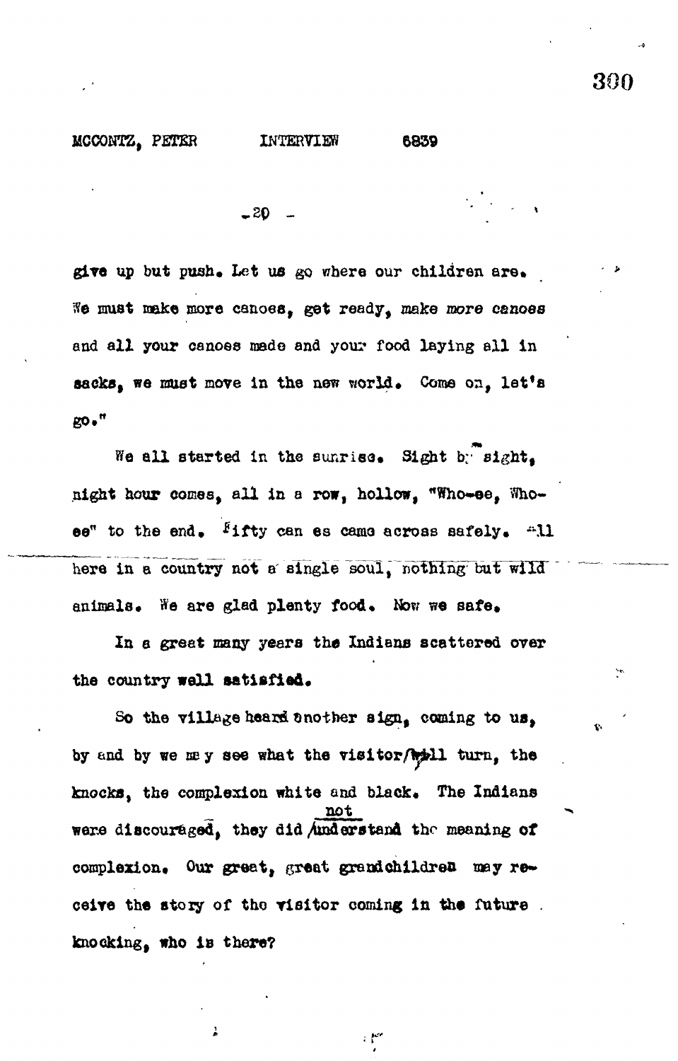give up but push. Let us go where our children are. We must make more canoes, get ready, make more canoes and all your canoes made and your food laying all in sacks, we must move in the new world. Come on, let's go."

We all started in the sunrise. Sight by sight, night hour comes, all in a row, hollow, "Who-ee, Who-ee" to the end. Fifty canoes came across safely. All here in a country not a single soul, nothing but wild animals. We are glad plenty food. Now we safe.

In a great many years the Indians scattered over the country well satisfied.

So the village heard another sign, coming to us, by and by we may see what the visitor/will turn, the knocks, the complexion white and black. The Indians were discouraged, they did not understand the meaning of complexion. Our great, great grandchildren may receive the story of the visitor coming in the future knocking, who is there?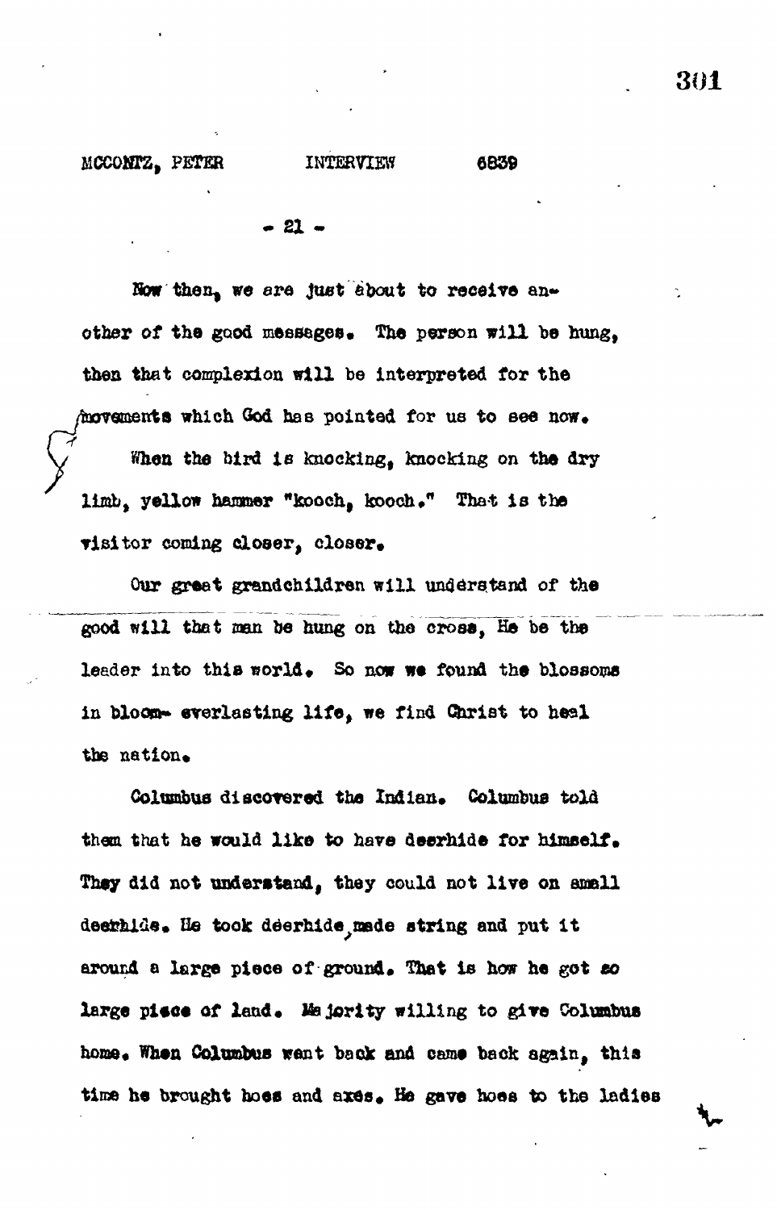Now then, we are just about to receive another of the good messages. The person will be hung, then that complexion will be interpreted for the movements which God has pointed for us to see now.

When the bird is knocking, knocking on the dry limb, yellow hammer "kooch, kooch." That is the visitor coming closer, closer.

Our great grandchildren will understand of the good will that man be hung on the cross, He be the leader into this world. So now we found the blossoms in bloom- everlasting life, we find Christ to heal the nation.

Columbus discovered the Indian. Columbus told them that he would like to have deerhide for himself. They did not understand, they could not live on small deerhide. He took deerhide, made string and put it around a large piece of ground. That is how he got so large piece of land. Majority willing to give Columbus home. When Columbus went back and came back again, this time he brought hoes and axes. He gave hoes to the ladies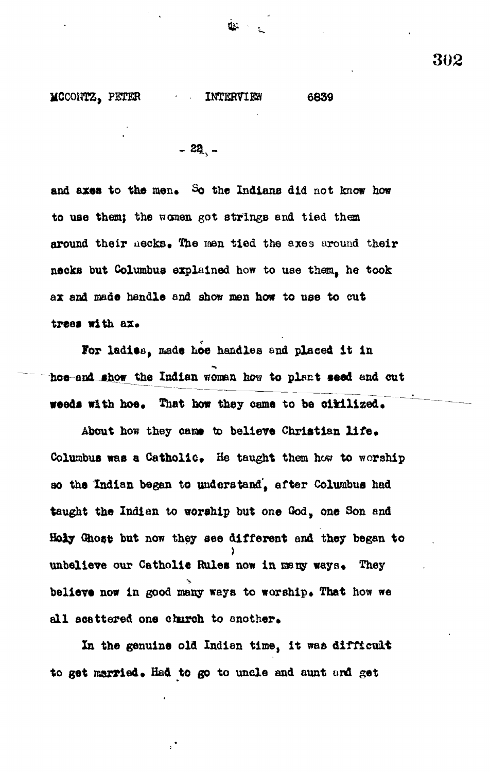and axes to the men. So the Indians did not know how to use them; the women got strings and tied them around their necks. The men tied the axes around their necks but Columbus explained how to use them, he took ax and made handle and show men how to use to cut trees with ax.

For ladies, made hoe handles and placed it in hoe and show the Indian woman how to plant seed and cut weeds with hoe. That how they came to be civilized.

About how they came to believe Christian life. Columbus was a Catholic. He taught them how to worship so the Indian began to understand, after Columbus had taught the Indian to worship but one God, one Son and Holy Ghost but now they see different and they began to unbelieve our Catholic Rules now in many ways. They believe now in good many ways to worship. That how we all scattered one church to another.

In the genuine old Indian time, it was difficult to get married. Had to go to uncle and aunt and get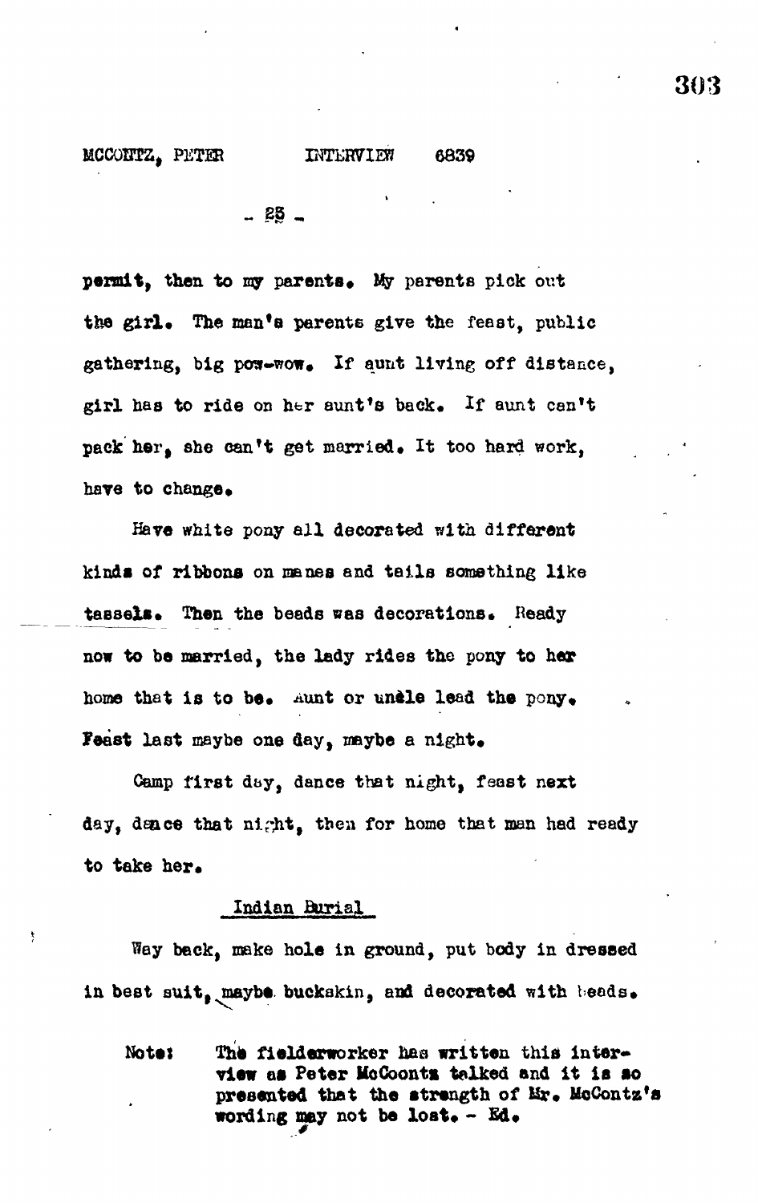permit, then to my parents. My parents pick out the girl. The man's parents give the feast, public gathering, big pow-wow. If aunt living off distance, girl has to ride on her aunt's back. If aunt can't pack her, she can't get married. It too hard work, have to change.

Have white pony all decorated with different kinds of ribbons on manes and tails something like tassels. Then the beads was decorations. Ready now to be married, the lady rides the pony to her home that is to be. Aunt or uncle lead the pony. Feast last maybe one day, maybe a night.

Camp first day, dance that night, feast next day, dance that night, then for home that man had ready to take her.

## Indian Burial

Way back, make hole in ground, put body in dressed in best suit, maybe buckskin, and decorated with beads.

Note: The fielderworker has written this interview as Peter McCoonts talked and it is so presented that the strength of Mr. McContz's wording may not be lost. - Ed.